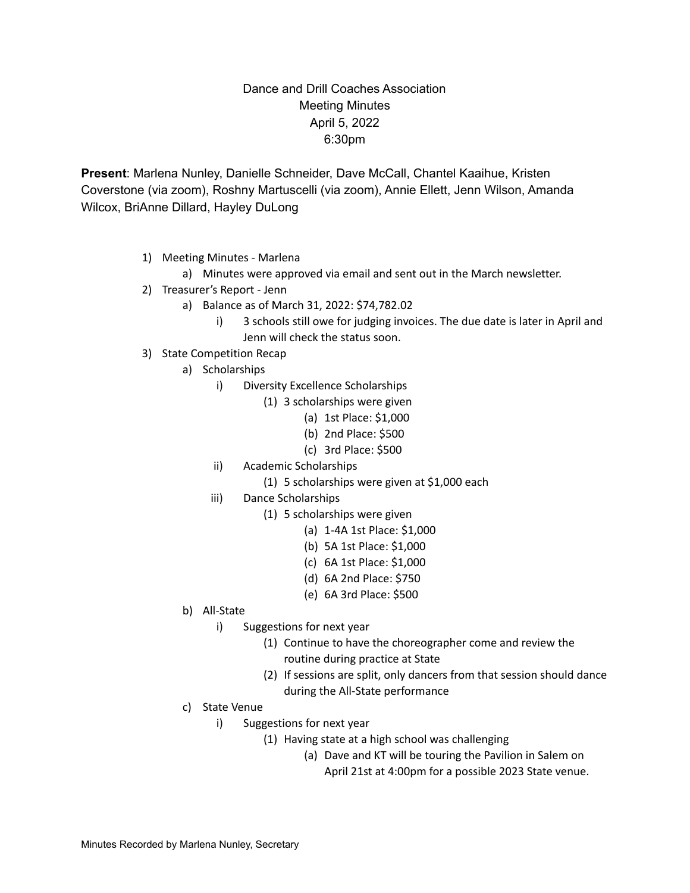# Dance and Drill Coaches Association
## Meeting Minutes
### April 5, 2022
### 6:30pm

**Present**: Marlena Nunley, Danielle Schneider, Dave McCall, Chantel Kaaihue, Kristen Coverstone (via zoom), Roshny Martuscelli (via zoom), Annie Ellett, Jenn Wilson, Amanda Wilcox, BriAnne Dillard, Hayley DuLong

1) Meeting Minutes - Marlena
   a) Minutes were approved via email and sent out in the March newsletter.
2) Treasurer's Report - Jenn
   a) Balance as of March 31, 2022: $74,782.02
      i) 3 schools still owe for judging invoices. The due date is later in April and Jenn will check the status soon.
3) State Competition Recap
   a) Scholarships
      i) Diversity Excellence Scholarships
         (1) 3 scholarships were given
            (a) 1st Place: $1,000
            (b) 2nd Place: $500
            (c) 3rd Place: $500
      ii) Academic Scholarships
         (1) 5 scholarships were given at $1,000 each
      iii) Dance Scholarships
         (1) 5 scholarships were given
            (a) 1-4A 1st Place: $1,000
            (b) 5A 1st Place: $1,000
            (c) 6A 1st Place: $1,000
            (d) 6A 2nd Place: $750
            (e) 6A 3rd Place: $500
   b) All-State
      i) Suggestions for next year
         (1) Continue to have the choreographer come and review the routine during practice at State
         (2) If sessions are split, only dancers from that session should dance during the All-State performance
   c) State Venue
      i) Suggestions for next year
         (1) Having state at a high school was challenging
            (a) Dave and KT will be touring the Pavilion in Salem on April 21st at 4:00pm for a possible 2023 State venue.

Minutes Recorded by Marlena Nunley, Secretary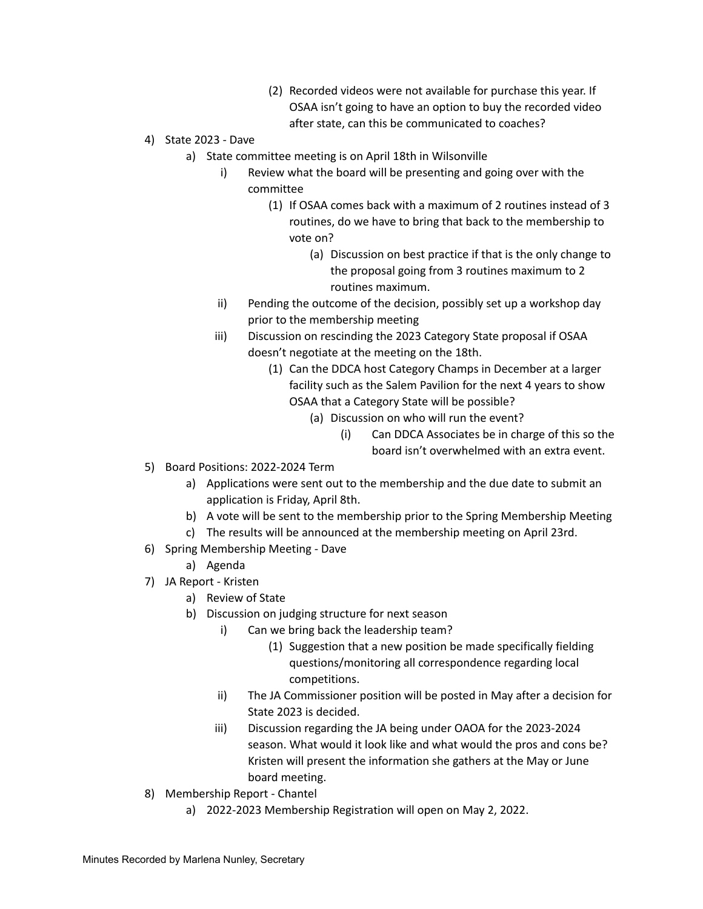(2) Recorded videos were not available for purchase this year. If OSAA isn't going to have an option to buy the recorded video after state, can this be communicated to coaches?

4) State 2023 - Dave
    a) State committee meeting is on April 18th in Wilsonville
        i) Review what the board will be presenting and going over with the committee
            (1) If OSAA comes back with a maximum of 2 routines instead of 3 routines, do we have to bring that back to the membership to vote on?
                (a) Discussion on best practice if that is the only change to the proposal going from 3 routines maximum to 2 routines maximum.
        ii) Pending the outcome of the decision, possibly set up a workshop day prior to the membership meeting
        iii) Discussion on rescinding the 2023 Category State proposal if OSAA doesn't negotiate at the meeting on the 18th.
            (1) Can the DDCA host Category Champs in December at a larger facility such as the Salem Pavilion for the next 4 years to show OSAA that a Category State will be possible?
                (a) Discussion on who will run the event?
                    (i) Can DDCA Associates be in charge of this so the board isn't overwhelmed with an extra event.
5) Board Positions: 2022-2024 Term
    a) Applications were sent out to the membership and the due date to submit an application is Friday, April 8th.
    b) A vote will be sent to the membership prior to the Spring Membership Meeting
    c) The results will be announced at the membership meeting on April 23rd.
6) Spring Membership Meeting - Dave
    a) Agenda
7) JA Report - Kristen
    a) Review of State
    b) Discussion on judging structure for next season
        i) Can we bring back the leadership team?
            (1) Suggestion that a new position be made specifically fielding questions/monitoring all correspondence regarding local competitions.
        ii) The JA Commissioner position will be posted in May after a decision for State 2023 is decided.
        iii) Discussion regarding the JA being under OAOA for the 2023-2024 season. What would it look like and what would the pros and cons be? Kristen will present the information she gathers at the May or June board meeting.
8) Membership Report - Chantel
    a) 2022-2023 Membership Registration will open on May 2, 2022.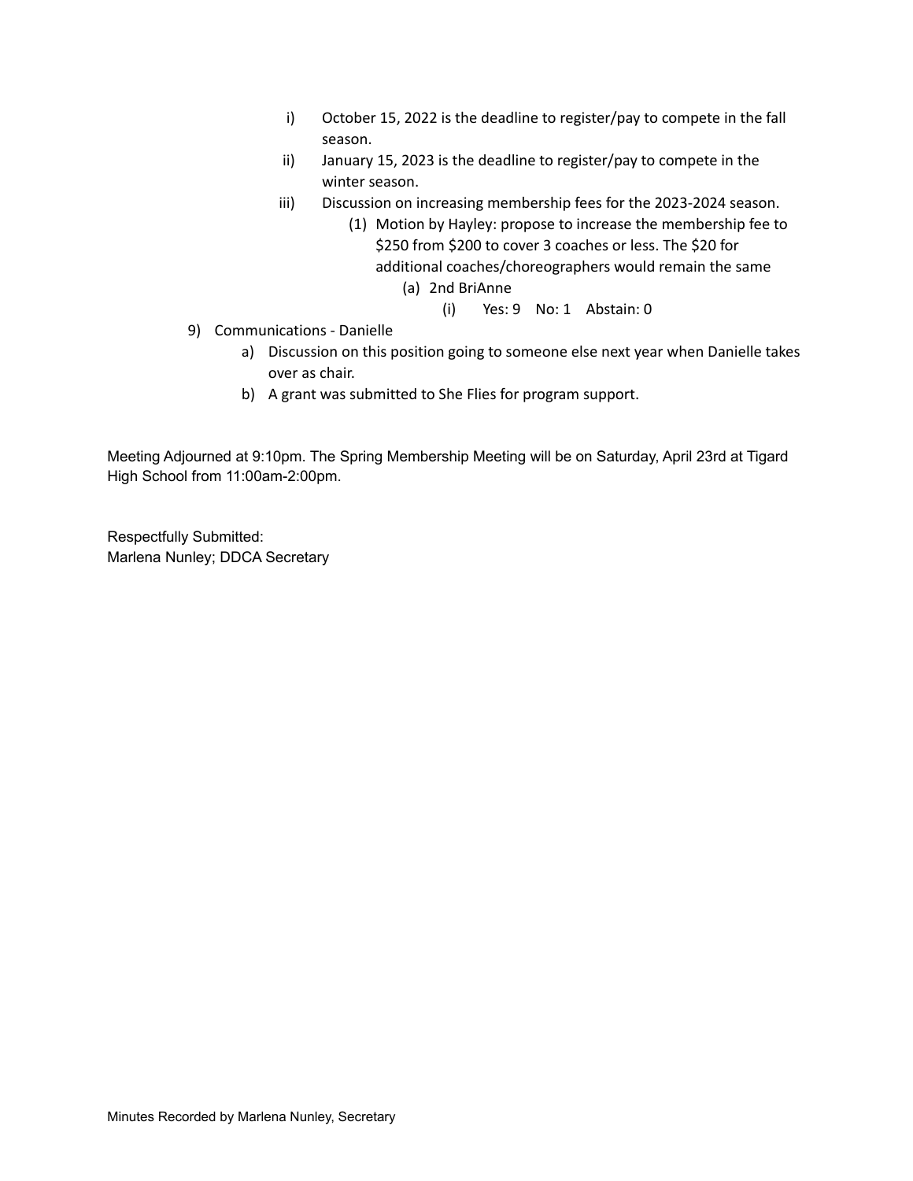i) October 15, 2022 is the deadline to register/pay to compete in the fall season.

ii) January 15, 2023 is the deadline to register/pay to compete in the winter season.

iii) Discussion on increasing membership fees for the 2023-2024 season.

(1) Motion by Hayley: propose to increase the membership fee to $250 from $200 to cover 3 coaches or less. The $20 for additional coaches/choreographers would remain the same

(a) 2nd BriAnne

(i) Yes: 9 No: 1 Abstain: 0

9) Communications - Danielle

a) Discussion on this position going to someone else next year when Danielle takes over as chair.

b) A grant was submitted to She Flies for program support.

Meeting Adjourned at 9:10pm. The Spring Membership Meeting will be on Saturday, April 23rd at Tigard High School from 11:00am-2:00pm.

Respectfully Submitted:
Marlena Nunley; DDCA Secretary